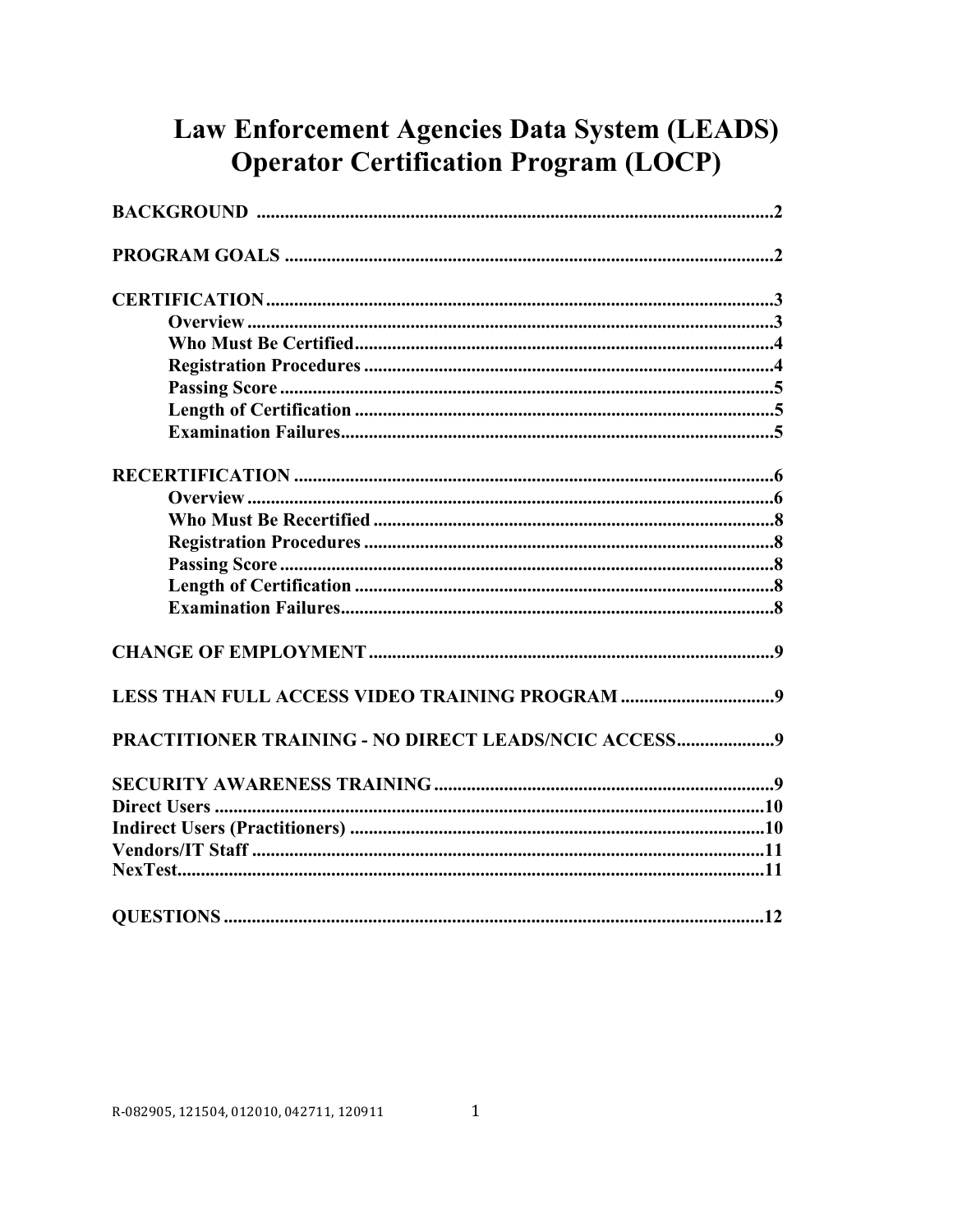# Law Enforcement Agencies Data System (LEADS) Operator Certification Program (LOCP)

**BACKGROUND** .......................................................................................................2

**PROGRAM GOALS** .................................................................................................2

**CERTIFICATION** .....................................................................................................3
- **Overview** .....................................................................................................3
- **Who Must Be Certified** ................................................................................4
- **Registration Procedures** ..............................................................................4
- **Passing Score** ...............................................................................................5
- **Length of Certification** ................................................................................5
- **Examination Failures** ...................................................................................5

**RECERTIFICATION** ...............................................................................................6
- **Overview** .....................................................................................................6
- **Who Must Be Recertified** ............................................................................8
- **Registration Procedures** ..............................................................................8
- **Passing Score** ...............................................................................................8
- **Length of Certification** ................................................................................8
- **Examination Failures** ...................................................................................8

**CHANGE OF EMPLOYMENT** ...............................................................................9

**LESS THAN FULL ACCESS VIDEO TRAINING PROGRAM** ..............................9

**PRACTITIONER TRAINING - NO DIRECT LEADS/NCIC ACCESS** ..................9

**SECURITY AWARENESS TRAINING** ..................................................................9

**Direct Users** ..........................................................................................................10

**Indirect Users (Practitioners)** ..............................................................................10

**Vendors/IT Staff** ..................................................................................................11

**NexTest** ...............................................................................................................11

**QUESTIONS** ..........................................................................................................12

R-082905, 121504, 012010, 042711, 120911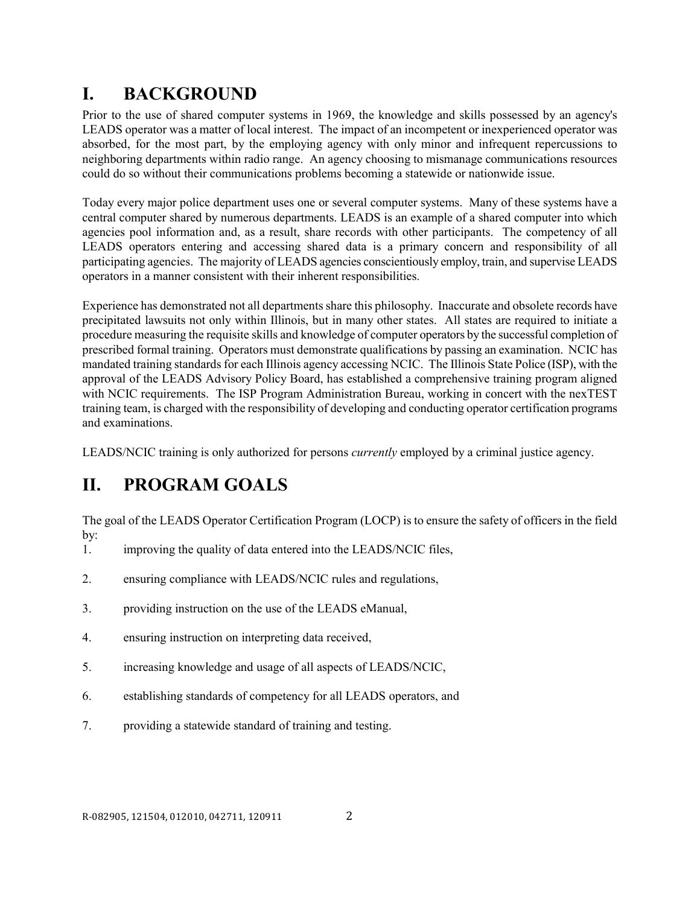# I. BACKGROUND

Prior to the use of shared computer systems in 1969, the knowledge and skills possessed by an agency's LEADS operator was a matter of local interest. The impact of an incompetent or inexperienced operator was absorbed, for the most part, by the employing agency with only minor and infrequent repercussions to neighboring departments within radio range. An agency choosing to mismanage communications resources could do so without their communications problems becoming a statewide or nationwide issue.

Today every major police department uses one or several computer systems. Many of these systems have a central computer shared by numerous departments. LEADS is an example of a shared computer into which agencies pool information and, as a result, share records with other participants. The competency of all LEADS operators entering and accessing shared data is a primary concern and responsibility of all participating agencies. The majority of LEADS agencies conscientiously employ, train, and supervise LEADS operators in a manner consistent with their inherent responsibilities.

Experience has demonstrated not all departments share this philosophy. Inaccurate and obsolete records have precipitated lawsuits not only within Illinois, but in many other states. All states are required to initiate a procedure measuring the requisite skills and knowledge of computer operators by the successful completion of prescribed formal training. Operators must demonstrate qualifications by passing an examination. NCIC has mandated training standards for each Illinois agency accessing NCIC. The Illinois State Police (ISP), with the approval of the LEADS Advisory Policy Board, has established a comprehensive training program aligned with NCIC requirements. The ISP Program Administration Bureau, working in concert with the nexTEST training team, is charged with the responsibility of developing and conducting operator certification programs and examinations.

LEADS/NCIC training is only authorized for persons *currently* employed by a criminal justice agency.

# II. PROGRAM GOALS

The goal of the LEADS Operator Certification Program (LOCP) is to ensure the safety of officers in the field by:

1. improving the quality of data entered into the LEADS/NCIC files,
2. ensuring compliance with LEADS/NCIC rules and regulations,
3. providing instruction on the use of the LEADS eManual,
4. ensuring instruction on interpreting data received,
5. increasing knowledge and usage of all aspects of LEADS/NCIC,
6. establishing standards of competency for all LEADS operators, and
7. providing a statewide standard of training and testing.

R-082905, 121504, 012010, 042711, 120911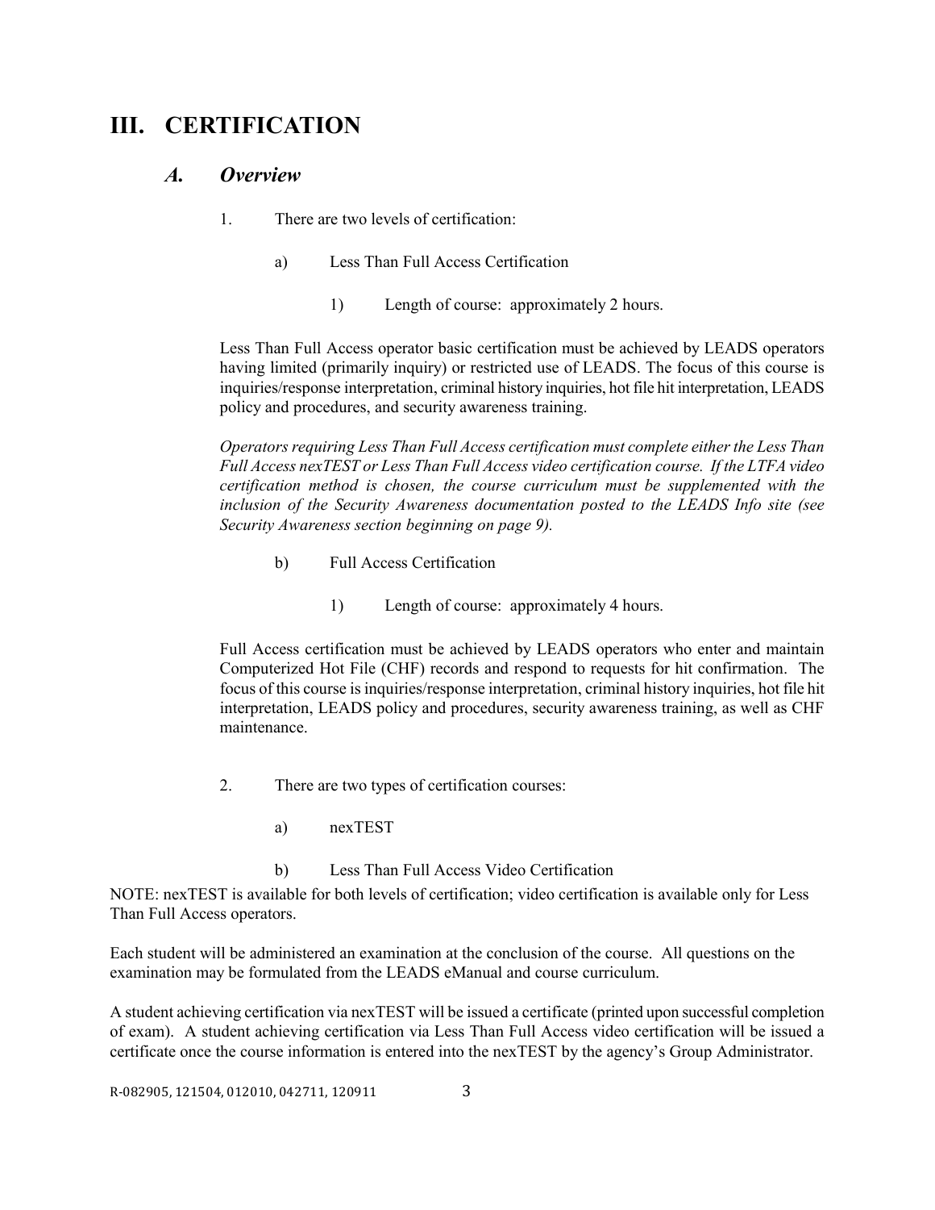# III. CERTIFICATION

## *A. Overview*

1. There are two levels of certification:

    a) Less Than Full Access Certification

        1) Length of course: approximately 2 hours.

    Less Than Full Access operator basic certification must be achieved by LEADS operators having limited (primarily inquiry) or restricted use of LEADS. The focus of this course is inquiries/response interpretation, criminal history inquiries, hot file hit interpretation, LEADS policy and procedures, and security awareness training.

    *Operators requiring Less Than Full Access certification must complete either the Less Than Full Access nexTEST or Less Than Full Access video certification course. If the LTFA video certification method is chosen, the course curriculum must be supplemented with the inclusion of the Security Awareness documentation posted to the LEADS Info site (see Security Awareness section beginning on page 9).*

    b) Full Access Certification

        1) Length of course: approximately 4 hours.

    Full Access certification must be achieved by LEADS operators who enter and maintain Computerized Hot File (CHF) records and respond to requests for hit confirmation. The focus of this course is inquiries/response interpretation, criminal history inquiries, hot file hit interpretation, LEADS policy and procedures, security awareness training, as well as CHF maintenance.

2. There are two types of certification courses:

    a) nexTEST

    b) Less Than Full Access Video Certification

NOTE: nexTEST is available for both levels of certification; video certification is available only for Less Than Full Access operators.

Each student will be administered an examination at the conclusion of the course. All questions on the examination may be formulated from the LEADS eManual and course curriculum.

A student achieving certification via nexTEST will be issued a certificate (printed upon successful completion of exam). A student achieving certification via Less Than Full Access video certification will be issued a certificate once the course information is entered into the nexTEST by the agency's Group Administrator.

R-082905, 121504, 012010, 042711, 120911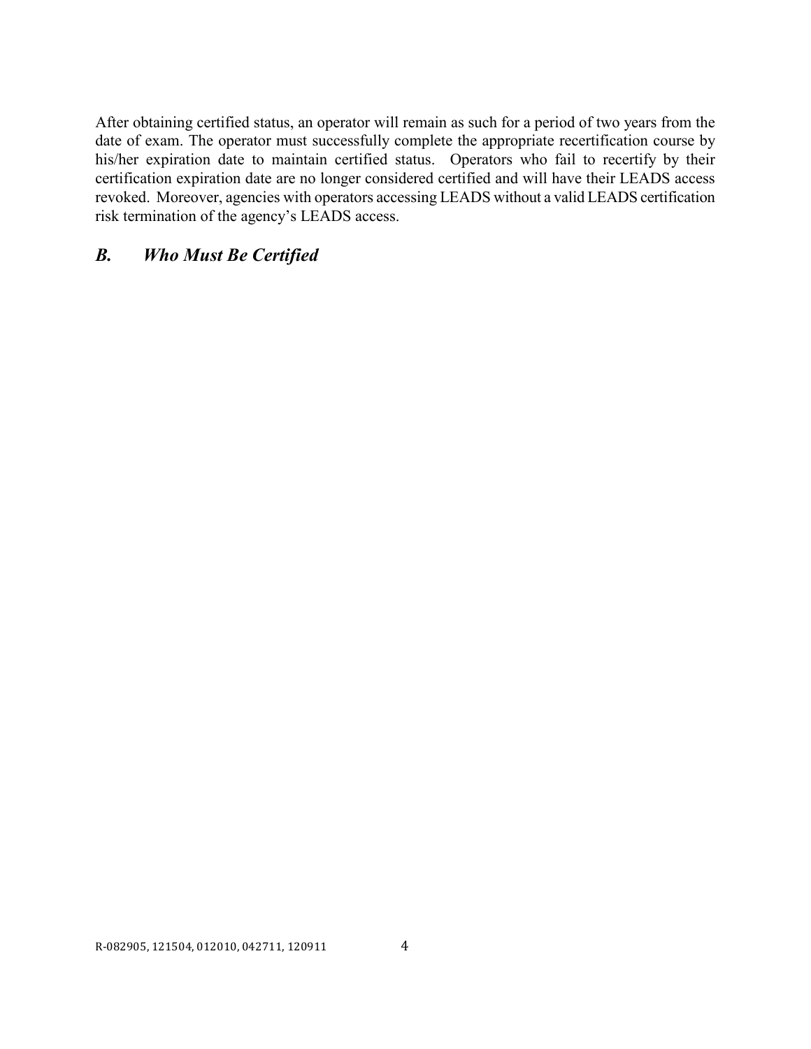After obtaining certified status, an operator will remain as such for a period of two years from the date of exam. The operator must successfully complete the appropriate recertification course by his/her expiration date to maintain certified status. Operators who fail to recertify by their certification expiration date are no longer considered certified and will have their LEADS access revoked. Moreover, agencies with operators accessing LEADS without a valid LEADS certification risk termination of the agency's LEADS access.

## *B. Who Must Be Certified*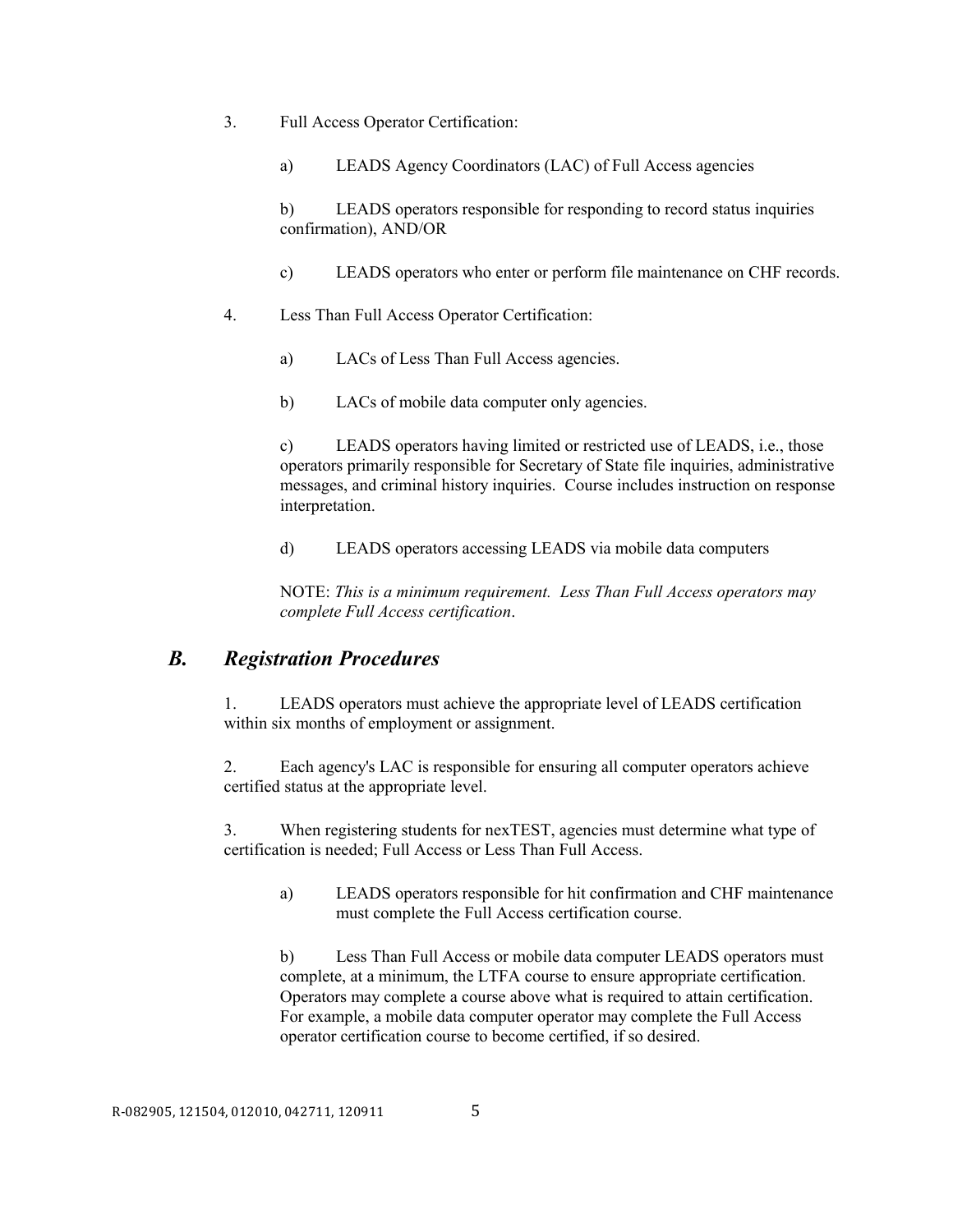3. Full Access Operator Certification:

   a) LEADS Agency Coordinators (LAC) of Full Access agencies

   b) LEADS operators responsible for responding to record status inquiries confirmation), AND/OR

   c) LEADS operators who enter or perform file maintenance on CHF records.

4. Less Than Full Access Operator Certification:

   a) LACs of Less Than Full Access agencies.

   b) LACs of mobile data computer only agencies.

   c) LEADS operators having limited or restricted use of LEADS, i.e., those operators primarily responsible for Secretary of State file inquiries, administrative messages, and criminal history inquiries. Course includes instruction on response interpretation.

   d) LEADS operators accessing LEADS via mobile data computers

   NOTE: *This is a minimum requirement. Less Than Full Access operators may complete Full Access certification*.

## *B. Registration Procedures*

1. LEADS operators must achieve the appropriate level of LEADS certification within six months of employment or assignment.

2. Each agency's LAC is responsible for ensuring all computer operators achieve certified status at the appropriate level.

3. When registering students for nexTEST, agencies must determine what type of certification is needed; Full Access or Less Than Full Access.

   a) LEADS operators responsible for hit confirmation and CHF maintenance must complete the Full Access certification course.

   b) Less Than Full Access or mobile data computer LEADS operators must complete, at a minimum, the LTFA course to ensure appropriate certification. Operators may complete a course above what is required to attain certification. For example, a mobile data computer operator may complete the Full Access operator certification course to become certified, if so desired.

R-082905, 121504, 012010, 042711, 120911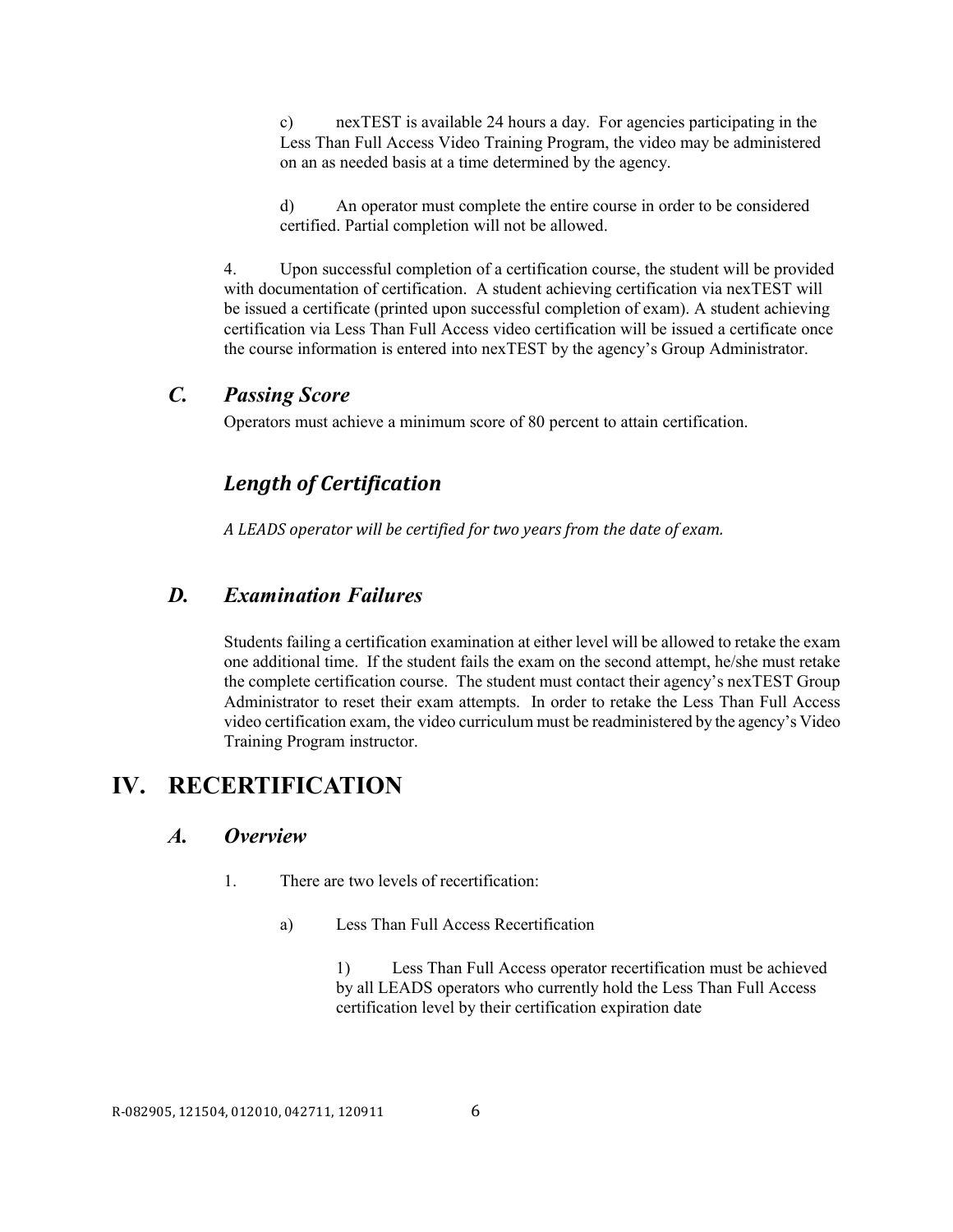c) nexTEST is available 24 hours a day. For agencies participating in the Less Than Full Access Video Training Program, the video may be administered on an as needed basis at a time determined by the agency.

d) An operator must complete the entire course in order to be considered certified. Partial completion will not be allowed.

4. Upon successful completion of a certification course, the student will be provided with documentation of certification. A student achieving certification via nexTEST will be issued a certificate (printed upon successful completion of exam). A student achieving certification via Less Than Full Access video certification will be issued a certificate once the course information is entered into nexTEST by the agency's Group Administrator.

### *C. Passing Score*

Operators must achieve a minimum score of 80 percent to attain certification.

### *Length of Certification*

*A LEADS operator will be certified for two years from the date of exam.*

### *D. Examination Failures*

Students failing a certification examination at either level will be allowed to retake the exam one additional time. If the student fails the exam on the second attempt, he/she must retake the complete certification course. The student must contact their agency's nexTEST Group Administrator to reset their exam attempts. In order to retake the Less Than Full Access video certification exam, the video curriculum must be readministered by the agency's Video Training Program instructor.

## IV. RECERTIFICATION

### *A. Overview*

1. There are two levels of recertification:

a) Less Than Full Access Recertification

1) Less Than Full Access operator recertification must be achieved by all LEADS operators who currently hold the Less Than Full Access certification level by their certification expiration date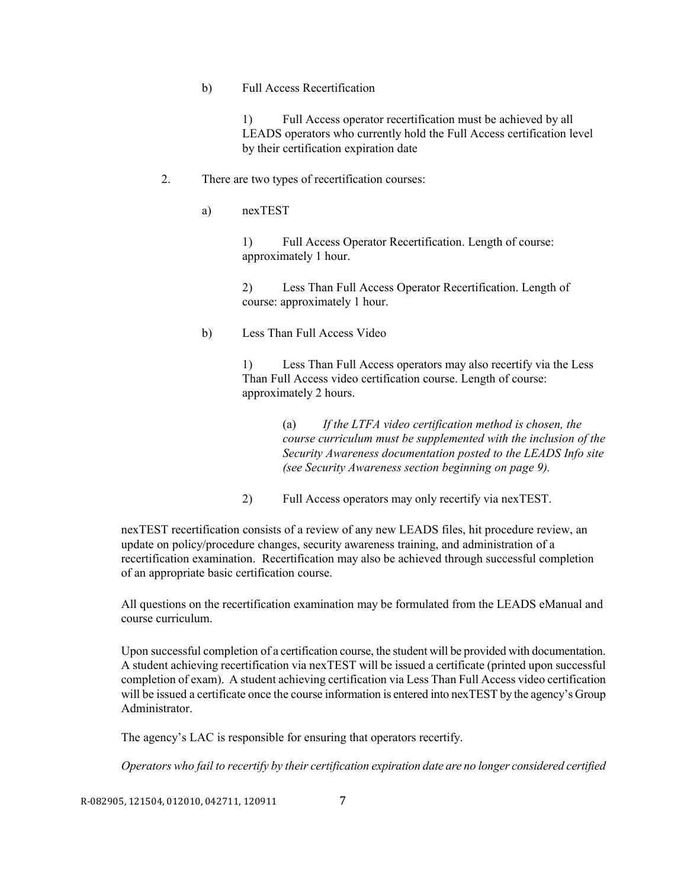b) Full Access Recertification

1) Full Access operator recertification must be achieved by all LEADS operators who currently hold the Full Access certification level by their certification expiration date

2. There are two types of recertification courses:

a) nexTEST

1) Full Access Operator Recertification. Length of course: approximately 1 hour.

2) Less Than Full Access Operator Recertification. Length of course: approximately 1 hour.

b) Less Than Full Access Video

1) Less Than Full Access operators may also recertify via the Less Than Full Access video certification course. Length of course: approximately 2 hours.

(a) *If the LTFA video certification method is chosen, the course curriculum must be supplemented with the inclusion of the Security Awareness documentation posted to the LEADS Info site (see Security Awareness section beginning on page 9).*

2) Full Access operators may only recertify via nexTEST.

nexTEST recertification consists of a review of any new LEADS files, hit procedure review, an update on policy/procedure changes, security awareness training, and administration of a recertification examination. Recertification may also be achieved through successful completion of an appropriate basic certification course.

All questions on the recertification examination may be formulated from the LEADS eManual and course curriculum.

Upon successful completion of a certification course, the student will be provided with documentation. A student achieving recertification via nexTEST will be issued a certificate (printed upon successful completion of exam). A student achieving certification via Less Than Full Access video certification will be issued a certificate once the course information is entered into nexTEST by the agency's Group Administrator.

The agency's LAC is responsible for ensuring that operators recertify.

*Operators who fail to recertify by their certification expiration date are no longer considered certified*

R-082905, 121504, 012010, 042711, 120911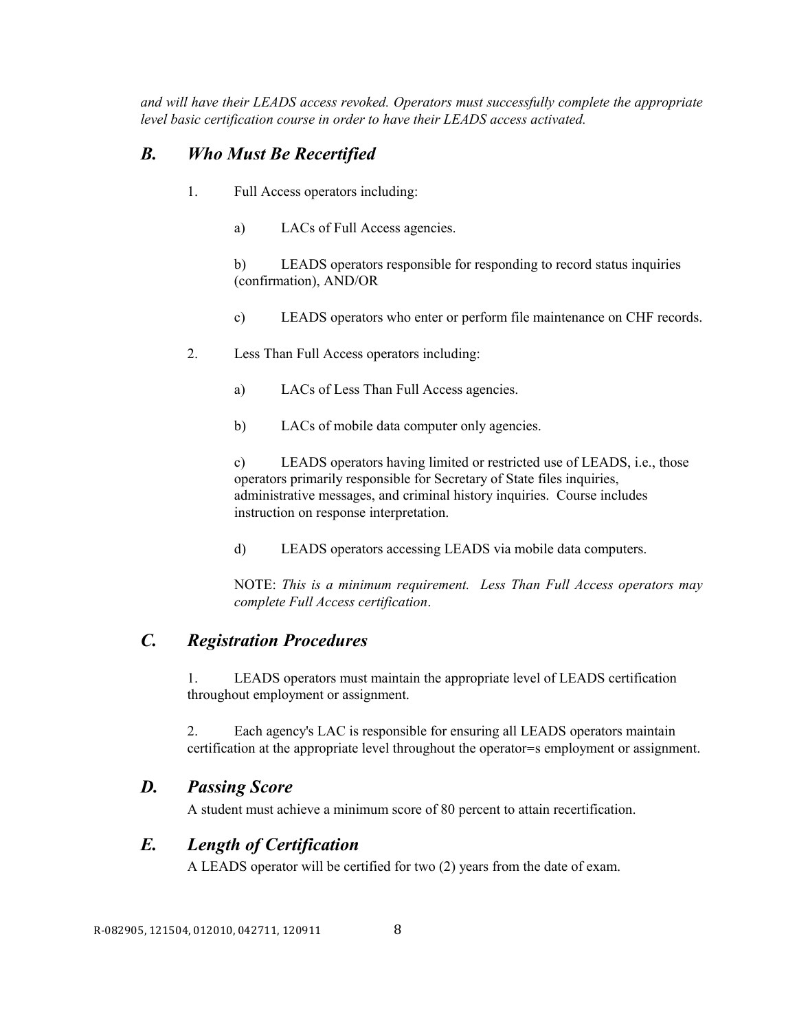*and will have their LEADS access revoked. Operators must successfully complete the appropriate level basic certification course in order to have their LEADS access activated.*

## *B. Who Must Be Recertified*

1. Full Access operators including:

   a) LACs of Full Access agencies.

   b) LEADS operators responsible for responding to record status inquiries (confirmation), AND/OR

   c) LEADS operators who enter or perform file maintenance on CHF records.

2. Less Than Full Access operators including:

   a) LACs of Less Than Full Access agencies.

   b) LACs of mobile data computer only agencies.

   c) LEADS operators having limited or restricted use of LEADS, i.e., those operators primarily responsible for Secretary of State files inquiries, administrative messages, and criminal history inquiries. Course includes instruction on response interpretation.

   d) LEADS operators accessing LEADS via mobile data computers.

   NOTE: *This is a minimum requirement. Less Than Full Access operators may complete Full Access certification*.

## *C. Registration Procedures*

1. LEADS operators must maintain the appropriate level of LEADS certification throughout employment or assignment.

2. Each agency's LAC is responsible for ensuring all LEADS operators maintain certification at the appropriate level throughout the operator=s employment or assignment.

## *D. Passing Score*

A student must achieve a minimum score of 80 percent to attain recertification.

## *E. Length of Certification*

A LEADS operator will be certified for two (2) years from the date of exam.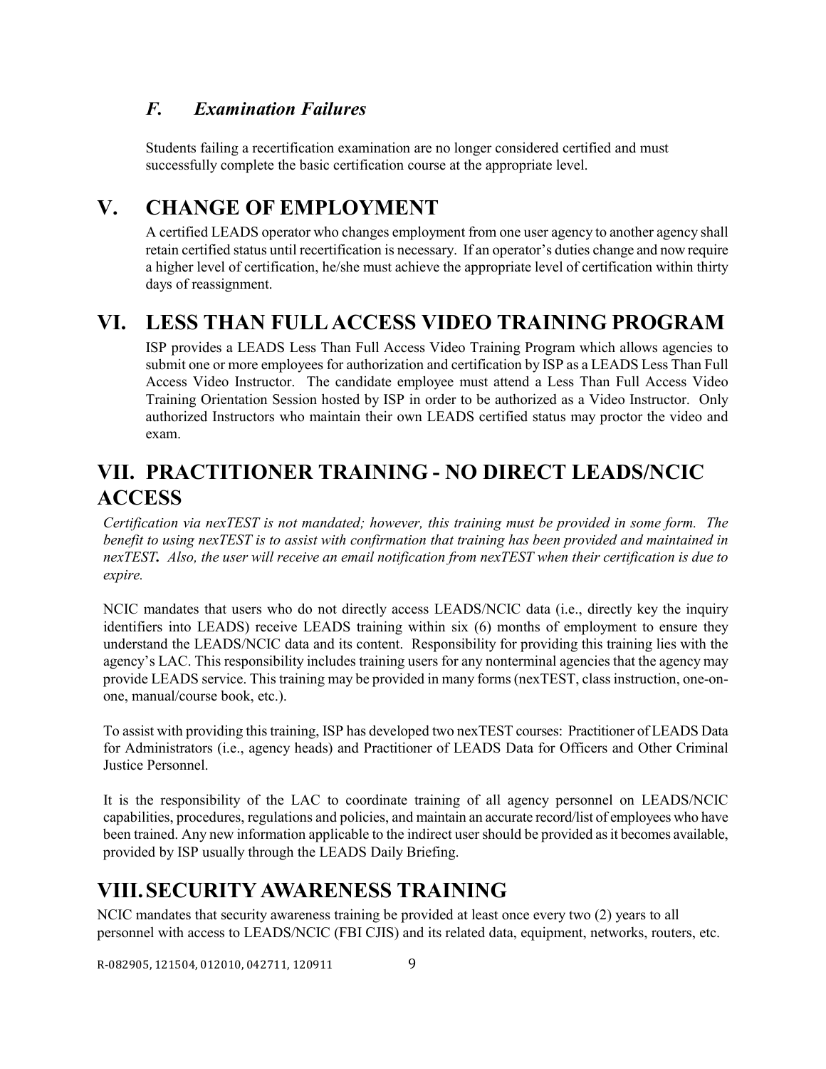### *F. Examination Failures*

Students failing a recertification examination are no longer considered certified and must successfully complete the basic certification course at the appropriate level.

## V. CHANGE OF EMPLOYMENT

A certified LEADS operator who changes employment from one user agency to another agency shall retain certified status until recertification is necessary. If an operator's duties change and now require a higher level of certification, he/she must achieve the appropriate level of certification within thirty days of reassignment.

## VI. LESS THAN FULL ACCESS VIDEO TRAINING PROGRAM

ISP provides a LEADS Less Than Full Access Video Training Program which allows agencies to submit one or more employees for authorization and certification by ISP as a LEADS Less Than Full Access Video Instructor. The candidate employee must attend a Less Than Full Access Video Training Orientation Session hosted by ISP in order to be authorized as a Video Instructor. Only authorized Instructors who maintain their own LEADS certified status may proctor the video and exam.

## VII. PRACTITIONER TRAINING - NO DIRECT LEADS/NCIC ACCESS

*Certification via nexTEST is not mandated; however, this training must be provided in some form. The benefit to using nexTEST is to assist with confirmation that training has been provided and maintained in nexTEST.* ***.*** *Also, the user will receive an email notification from nexTEST when their certification is due to expire.*

NCIC mandates that users who do not directly access LEADS/NCIC data (i.e., directly key the inquiry identifiers into LEADS) receive LEADS training within six (6) months of employment to ensure they understand the LEADS/NCIC data and its content. Responsibility for providing this training lies with the agency's LAC. This responsibility includes training users for any nonterminal agencies that the agency may provide LEADS service. This training may be provided in many forms (nexTEST, class instruction, one-on-one, manual/course book, etc.).

To assist with providing this training, ISP has developed two nexTEST courses: Practitioner of LEADS Data for Administrators (i.e., agency heads) and Practitioner of LEADS Data for Officers and Other Criminal Justice Personnel.

It is the responsibility of the LAC to coordinate training of all agency personnel on LEADS/NCIC capabilities, procedures, regulations and policies, and maintain an accurate record/list of employees who have been trained. Any new information applicable to the indirect user should be provided as it becomes available, provided by ISP usually through the LEADS Daily Briefing.

## VIII. SECURITY AWARENESS TRAINING

NCIC mandates that security awareness training be provided at least once every two (2) years to all personnel with access to LEADS/NCIC (FBI CJIS) and its related data, equipment, networks, routers, etc.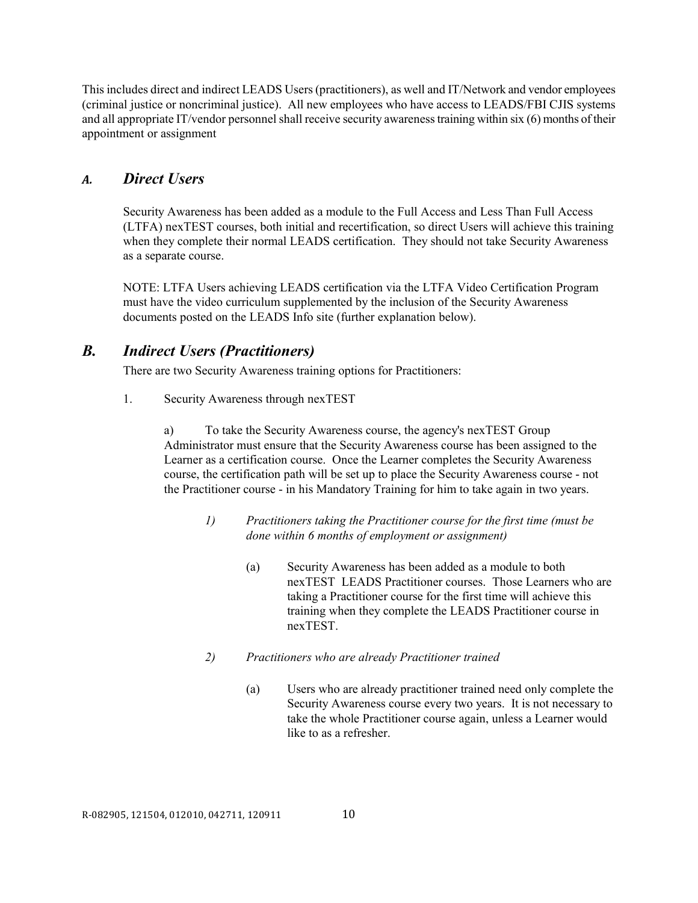This includes direct and indirect LEADS Users (practitioners), as well and IT/Network and vendor employees (criminal justice or noncriminal justice). All new employees who have access to LEADS/FBI CJIS systems and all appropriate IT/vendor personnel shall receive security awareness training within six (6) months of their appointment or assignment

## *A. Direct Users*

Security Awareness has been added as a module to the Full Access and Less Than Full Access (LTFA) nexTEST courses, both initial and recertification, so direct Users will achieve this training when they complete their normal LEADS certification. They should not take Security Awareness as a separate course.

NOTE: LTFA Users achieving LEADS certification via the LTFA Video Certification Program must have the video curriculum supplemented by the inclusion of the Security Awareness documents posted on the LEADS Info site (further explanation below).

## *B. Indirect Users (Practitioners)*

There are two Security Awareness training options for Practitioners:

1. Security Awareness through nexTEST

   a) To take the Security Awareness course, the agency's nexTEST Group Administrator must ensure that the Security Awareness course has been assigned to the Learner as a certification course. Once the Learner completes the Security Awareness course, the certification path will be set up to place the Security Awareness course - not the Practitioner course - in his Mandatory Training for him to take again in two years.

      *1) Practitioners taking the Practitioner course for the first time (must be done within 6 months of employment or assignment)*

         (a) Security Awareness has been added as a module to both nexTEST LEADS Practitioner courses. Those Learners who are taking a Practitioner course for the first time will achieve this training when they complete the LEADS Practitioner course in nexTEST.

      *2) Practitioners who are already Practitioner trained*

         (a) Users who are already practitioner trained need only complete the Security Awareness course every two years. It is not necessary to take the whole Practitioner course again, unless a Learner would like to as a refresher.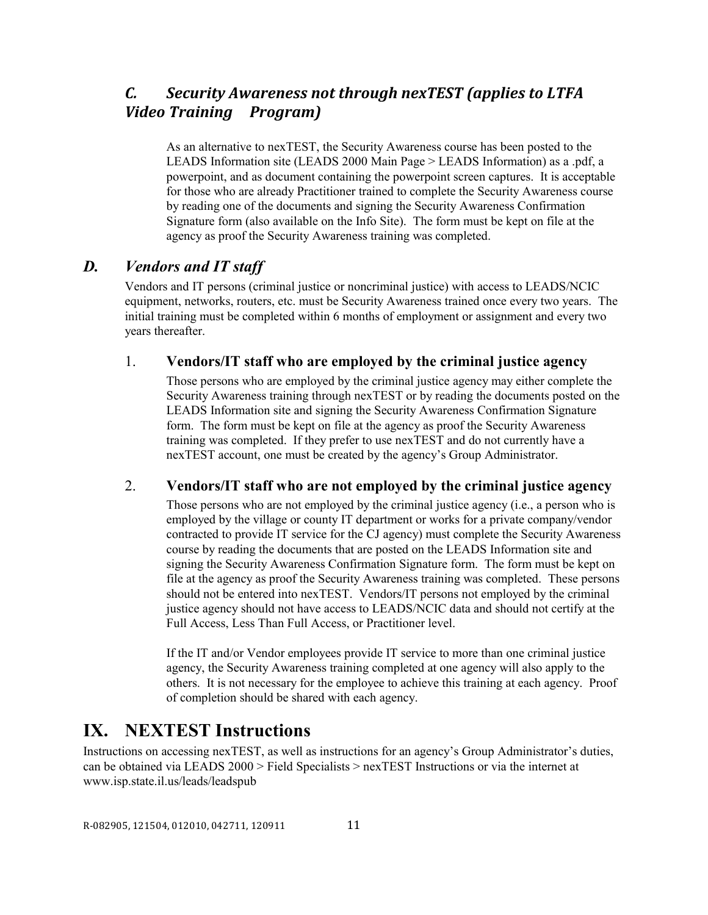### *C. Security Awareness not through nexTEST (applies to LTFA Video Training Program)*

As an alternative to nexTEST, the Security Awareness course has been posted to the LEADS Information site (LEADS 2000 Main Page > LEADS Information) as a .pdf, a powerpoint, and as document containing the powerpoint screen captures. It is acceptable for those who are already Practitioner trained to complete the Security Awareness course by reading one of the documents and signing the Security Awareness Confirmation Signature form (also available on the Info Site). The form must be kept on file at the agency as proof the Security Awareness training was completed.

### *D. Vendors and IT staff*

Vendors and IT persons (criminal justice or noncriminal justice) with access to LEADS/NCIC equipment, networks, routers, etc. must be Security Awareness trained once every two years. The initial training must be completed within 6 months of employment or assignment and every two years thereafter.

#### 1. Vendors/IT staff who are employed by the criminal justice agency

Those persons who are employed by the criminal justice agency may either complete the Security Awareness training through nexTEST or by reading the documents posted on the LEADS Information site and signing the Security Awareness Confirmation Signature form. The form must be kept on file at the agency as proof the Security Awareness training was completed. If they prefer to use nexTEST and do not currently have a nexTEST account, one must be created by the agency's Group Administrator.

#### 2. Vendors/IT staff who are not employed by the criminal justice agency

Those persons who are not employed by the criminal justice agency (i.e., a person who is employed by the village or county IT department or works for a private company/vendor contracted to provide IT service for the CJ agency) must complete the Security Awareness course by reading the documents that are posted on the LEADS Information site and signing the Security Awareness Confirmation Signature form. The form must be kept on file at the agency as proof the Security Awareness training was completed. These persons should not be entered into nexTEST. Vendors/IT persons not employed by the criminal justice agency should not have access to LEADS/NCIC data and should not certify at the Full Access, Less Than Full Access, or Practitioner level.

If the IT and/or Vendor employees provide IT service to more than one criminal justice agency, the Security Awareness training completed at one agency will also apply to the others. It is not necessary for the employee to achieve this training at each agency. Proof of completion should be shared with each agency.

## IX. NEXTEST Instructions

Instructions on accessing nexTEST, as well as instructions for an agency's Group Administrator's duties, can be obtained via LEADS 2000 > Field Specialists > nexTEST Instructions or via the internet at www.isp.state.il.us/leads/leadspub

R-082905, 121504, 012010, 042711, 120911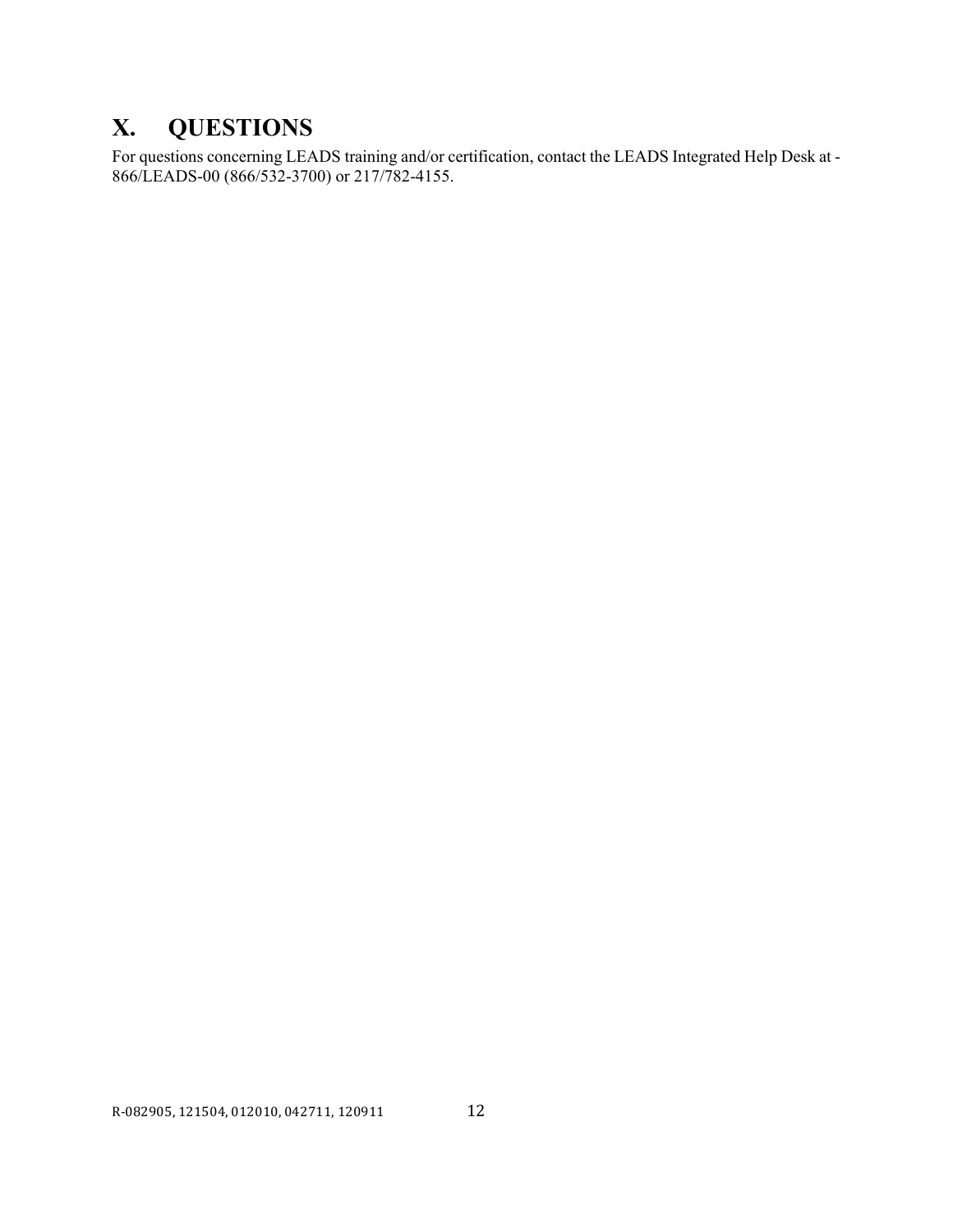# X. QUESTIONS

For questions concerning LEADS training and/or certification, contact the LEADS Integrated Help Desk at - 866/LEADS-00 (866/532-3700) or 217/782-4155.